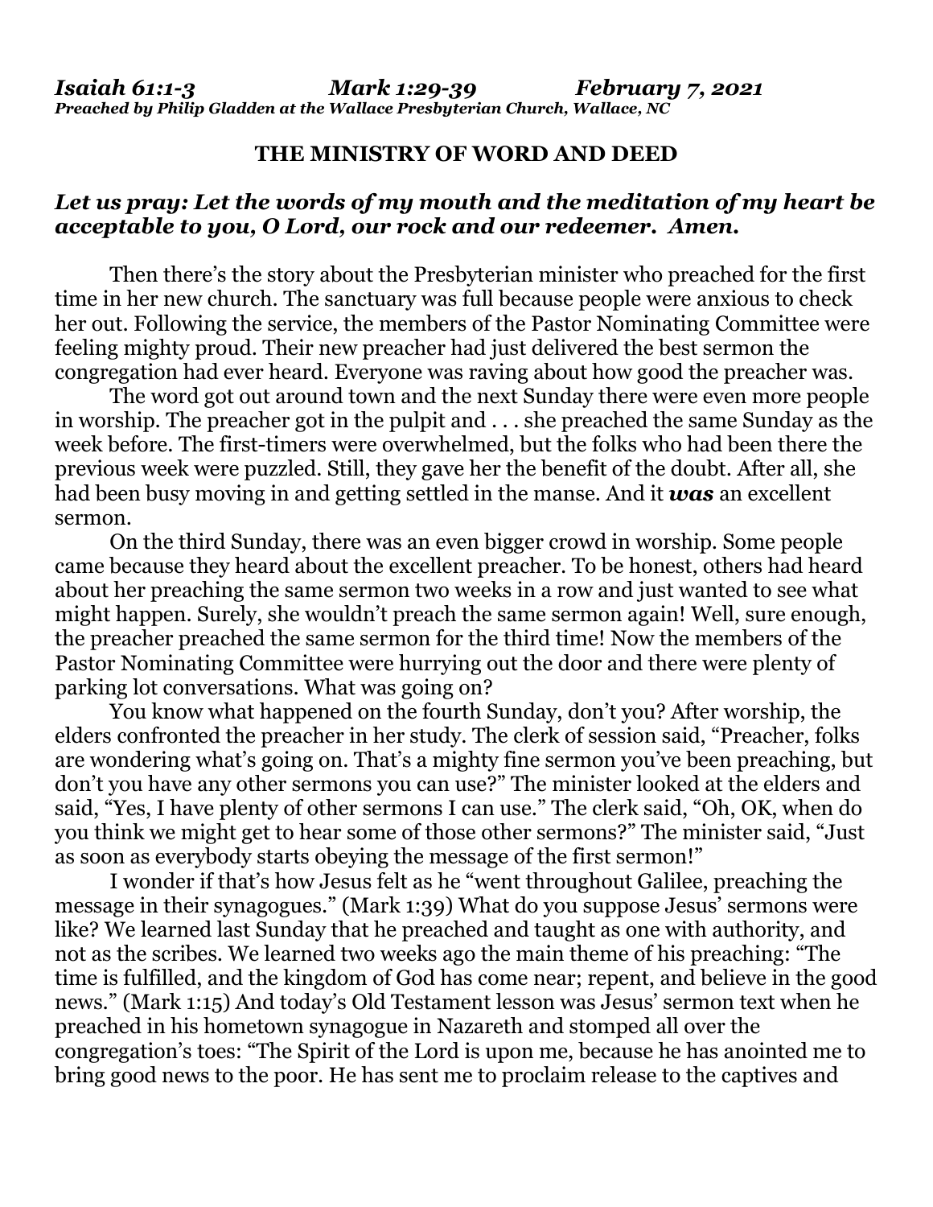***Isaiah 61:1-3 Mark 1:29-39 February 7, 2021***
***Preached by Philip Gladden at the Wallace Presbyterian Church, Wallace, NC***

## THE MINISTRY OF WORD AND DEED

***Let us pray: Let the words of my mouth and the meditation of my heart be acceptable to you, O Lord, our rock and our redeemer. Amen.***

Then there's the story about the Presbyterian minister who preached for the first time in her new church. The sanctuary was full because people were anxious to check her out. Following the service, the members of the Pastor Nominating Committee were feeling mighty proud. Their new preacher had just delivered the best sermon the congregation had ever heard. Everyone was raving about how good the preacher was.

The word got out around town and the next Sunday there were even more people in worship. The preacher got in the pulpit and . . . she preached the same Sunday as the week before. The first-timers were overwhelmed, but the folks who had been there the previous week were puzzled. Still, they gave her the benefit of the doubt. After all, she had been busy moving in and getting settled in the manse. And it ***was*** an excellent sermon.

On the third Sunday, there was an even bigger crowd in worship. Some people came because they heard about the excellent preacher. To be honest, others had heard about her preaching the same sermon two weeks in a row and just wanted to see what might happen. Surely, she wouldn't preach the same sermon again! Well, sure enough, the preacher preached the same sermon for the third time! Now the members of the Pastor Nominating Committee were hurrying out the door and there were plenty of parking lot conversations. What was going on?

You know what happened on the fourth Sunday, don't you? After worship, the elders confronted the preacher in her study. The clerk of session said, "Preacher, folks are wondering what's going on. That's a mighty fine sermon you've been preaching, but don't you have any other sermons you can use?" The minister looked at the elders and said, "Yes, I have plenty of other sermons I can use." The clerk said, "Oh, OK, when do you think we might get to hear some of those other sermons?" The minister said, "Just as soon as everybody starts obeying the message of the first sermon!"

I wonder if that's how Jesus felt as he "went throughout Galilee, preaching the message in their synagogues." (Mark 1:39) What do you suppose Jesus' sermons were like? We learned last Sunday that he preached and taught as one with authority, and not as the scribes. We learned two weeks ago the main theme of his preaching: "The time is fulfilled, and the kingdom of God has come near; repent, and believe in the good news." (Mark 1:15) And today's Old Testament lesson was Jesus' sermon text when he preached in his hometown synagogue in Nazareth and stomped all over the congregation's toes: "The Spirit of the Lord is upon me, because he has anointed me to bring good news to the poor. He has sent me to proclaim release to the captives and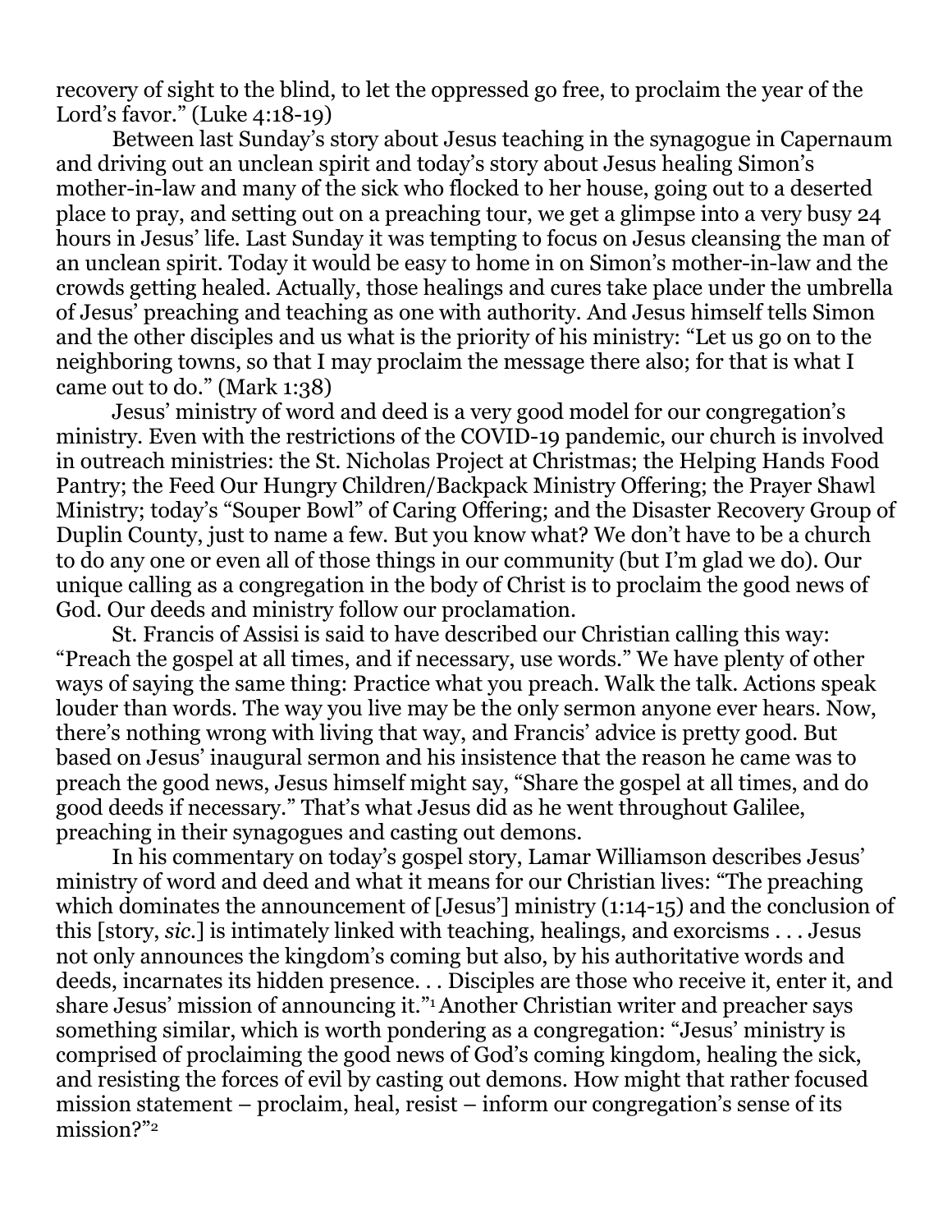recovery of sight to the blind, to let the oppressed go free, to proclaim the year of the Lord's favor." (Luke 4:18-19)

Between last Sunday's story about Jesus teaching in the synagogue in Capernaum and driving out an unclean spirit and today's story about Jesus healing Simon's mother-in-law and many of the sick who flocked to her house, going out to a deserted place to pray, and setting out on a preaching tour, we get a glimpse into a very busy 24 hours in Jesus' life. Last Sunday it was tempting to focus on Jesus cleansing the man of an unclean spirit. Today it would be easy to home in on Simon's mother-in-law and the crowds getting healed. Actually, those healings and cures take place under the umbrella of Jesus' preaching and teaching as one with authority. And Jesus himself tells Simon and the other disciples and us what is the priority of his ministry: "Let us go on to the neighboring towns, so that I may proclaim the message there also; for that is what I came out to do." (Mark 1:38)

Jesus' ministry of word and deed is a very good model for our congregation's ministry. Even with the restrictions of the COVID-19 pandemic, our church is involved in outreach ministries: the St. Nicholas Project at Christmas; the Helping Hands Food Pantry; the Feed Our Hungry Children/Backpack Ministry Offering; the Prayer Shawl Ministry; today's "Souper Bowl" of Caring Offering; and the Disaster Recovery Group of Duplin County, just to name a few. But you know what? We don't have to be a church to do any one or even all of those things in our community (but I'm glad we do). Our unique calling as a congregation in the body of Christ is to proclaim the good news of God. Our deeds and ministry follow our proclamation.

St. Francis of Assisi is said to have described our Christian calling this way: "Preach the gospel at all times, and if necessary, use words." We have plenty of other ways of saying the same thing: Practice what you preach. Walk the talk. Actions speak louder than words. The way you live may be the only sermon anyone ever hears. Now, there's nothing wrong with living that way, and Francis' advice is pretty good. But based on Jesus' inaugural sermon and his insistence that the reason he came was to preach the good news, Jesus himself might say, "Share the gospel at all times, and do good deeds if necessary." That's what Jesus did as he went throughout Galilee, preaching in their synagogues and casting out demons.

In his commentary on today's gospel story, Lamar Williamson describes Jesus' ministry of word and deed and what it means for our Christian lives: "The preaching which dominates the announcement of [Jesus'] ministry (1:14-15) and the conclusion of this [story, *sic.*] is intimately linked with teaching, healings, and exorcisms . . . Jesus not only announces the kingdom's coming but also, by his authoritative words and deeds, incarnates its hidden presence. . . Disciples are those who receive it, enter it, and share Jesus' mission of announcing it."[1] Another Christian writer and preacher says something similar, which is worth pondering as a congregation: "Jesus' ministry is comprised of proclaiming the good news of God's coming kingdom, healing the sick, and resisting the forces of evil by casting out demons. How might that rather focused mission statement – proclaim, heal, resist – inform our congregation's sense of its mission?"[2]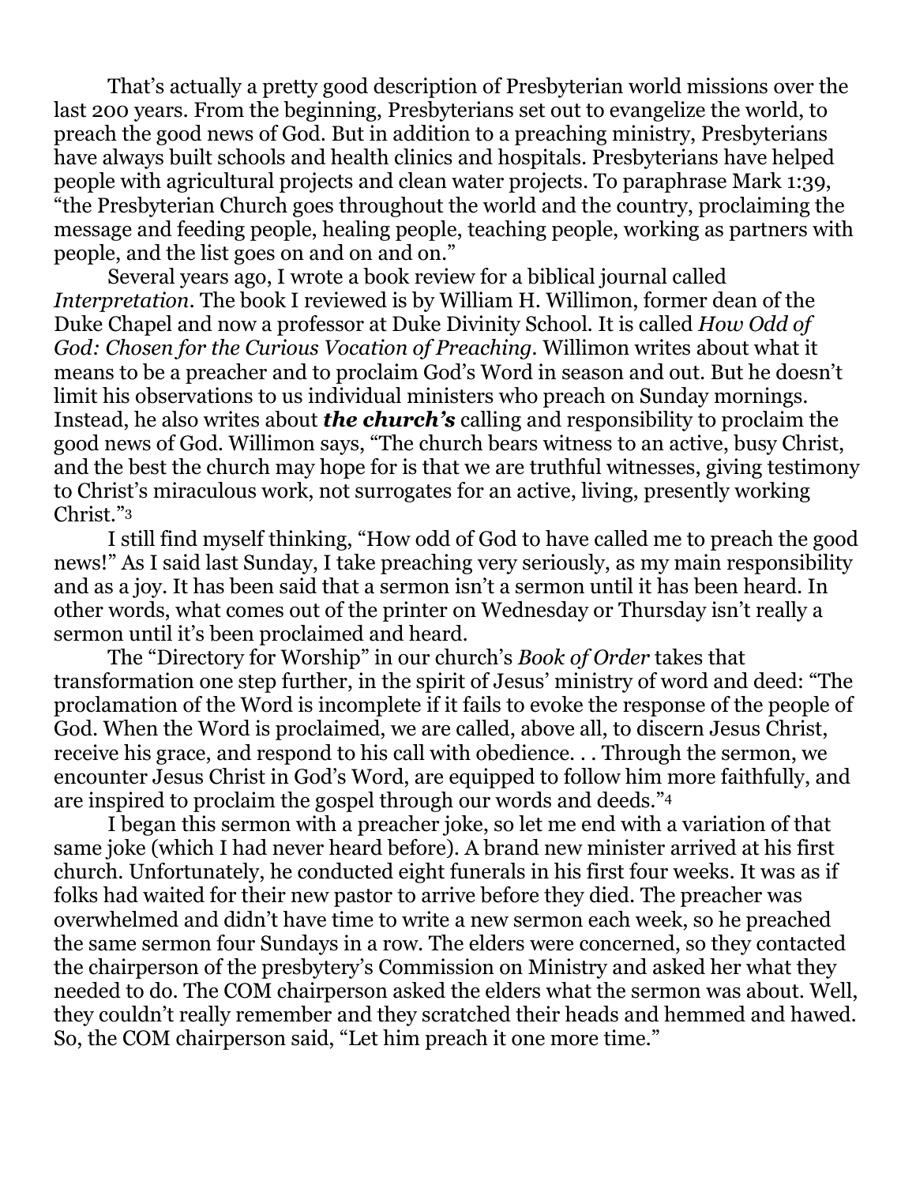That's actually a pretty good description of Presbyterian world missions over the last 200 years. From the beginning, Presbyterians set out to evangelize the world, to preach the good news of God. But in addition to a preaching ministry, Presbyterians have always built schools and health clinics and hospitals. Presbyterians have helped people with agricultural projects and clean water projects. To paraphrase Mark 1:39, "the Presbyterian Church goes throughout the world and the country, proclaiming the message and feeding people, healing people, teaching people, working as partners with people, and the list goes on and on and on."

Several years ago, I wrote a book review for a biblical journal called *Interpretation*. The book I reviewed is by William H. Willimon, former dean of the Duke Chapel and now a professor at Duke Divinity School. It is called *How Odd of God: Chosen for the Curious Vocation of Preaching*. Willimon writes about what it means to be a preacher and to proclaim God's Word in season and out. But he doesn't limit his observations to us individual ministers who preach on Sunday mornings. Instead, he also writes about ***the church's*** calling and responsibility to proclaim the good news of God. Willimon says, "The church bears witness to an active, busy Christ, and the best the church may hope for is that we are truthful witnesses, giving testimony to Christ's miraculous work, not surrogates for an active, living, presently working Christ."[3]

I still find myself thinking, "How odd of God to have called me to preach the good news!" As I said last Sunday, I take preaching very seriously, as my main responsibility and as a joy. It has been said that a sermon isn't a sermon until it has been heard. In other words, what comes out of the printer on Wednesday or Thursday isn't really a sermon until it's been proclaimed and heard.

The "Directory for Worship" in our church's *Book of Order* takes that transformation one step further, in the spirit of Jesus' ministry of word and deed: "The proclamation of the Word is incomplete if it fails to evoke the response of the people of God. When the Word is proclaimed, we are called, above all, to discern Jesus Christ, receive his grace, and respond to his call with obedience. . . Through the sermon, we encounter Jesus Christ in God's Word, are equipped to follow him more faithfully, and are inspired to proclaim the gospel through our words and deeds."[4]

I began this sermon with a preacher joke, so let me end with a variation of that same joke (which I had never heard before). A brand new minister arrived at his first church. Unfortunately, he conducted eight funerals in his first four weeks. It was as if folks had waited for their new pastor to arrive before they died. The preacher was overwhelmed and didn't have time to write a new sermon each week, so he preached the same sermon four Sundays in a row. The elders were concerned, so they contacted the chairperson of the presbytery's Commission on Ministry and asked her what they needed to do. The COM chairperson asked the elders what the sermon was about. Well, they couldn't really remember and they scratched their heads and hemmed and hawed. So, the COM chairperson said, "Let him preach it one more time."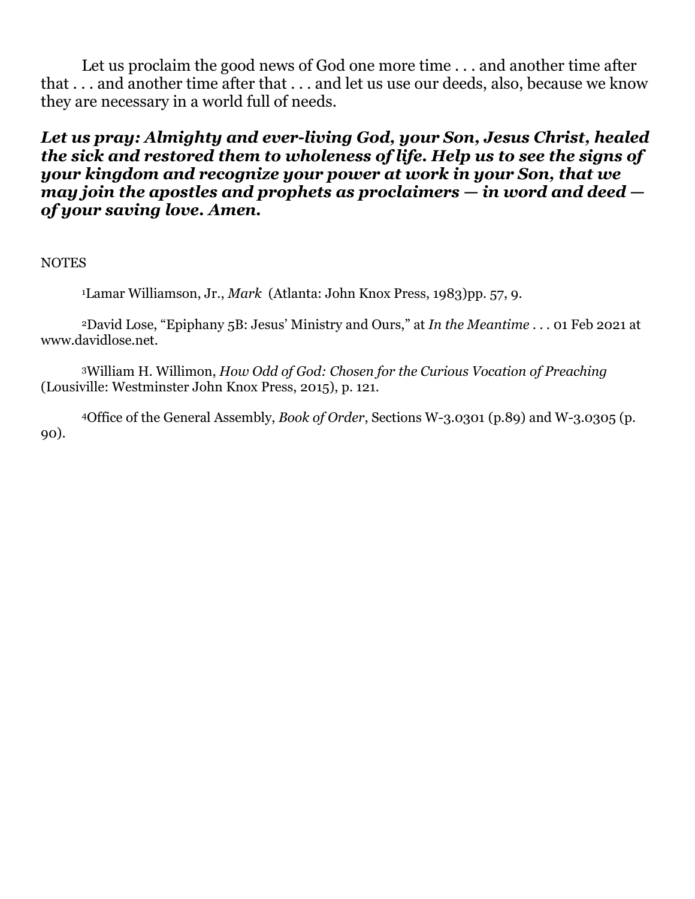Let us proclaim the good news of God one more time . . . and another time after that . . . and another time after that . . . and let us use our deeds, also, because we know they are necessary in a world full of needs.

***Let us pray: Almighty and ever-living God, your Son, Jesus Christ, healed the sick and restored them to wholeness of life. Help us to see the signs of your kingdom and recognize your power at work in your Son, that we may join the apostles and prophets as proclaimers — in word and deed — of your saving love. Amen.***

NOTES

[1]Lamar Williamson, Jr., *Mark* (Atlanta: John Knox Press, 1983)pp. 57, 9.

[2]David Lose, "Epiphany 5B: Jesus' Ministry and Ours," at *In the Meantime* . . . 01 Feb 2021 at www.davidlose.net.

[3]William H. Willimon, *How Odd of God: Chosen for the Curious Vocation of Preaching* (Lousiville: Westminster John Knox Press, 2015), p. 121.

[4]Office of the General Assembly, *Book of Order*, Sections W-3.0301 (p.89) and W-3.0305 (p. 90).